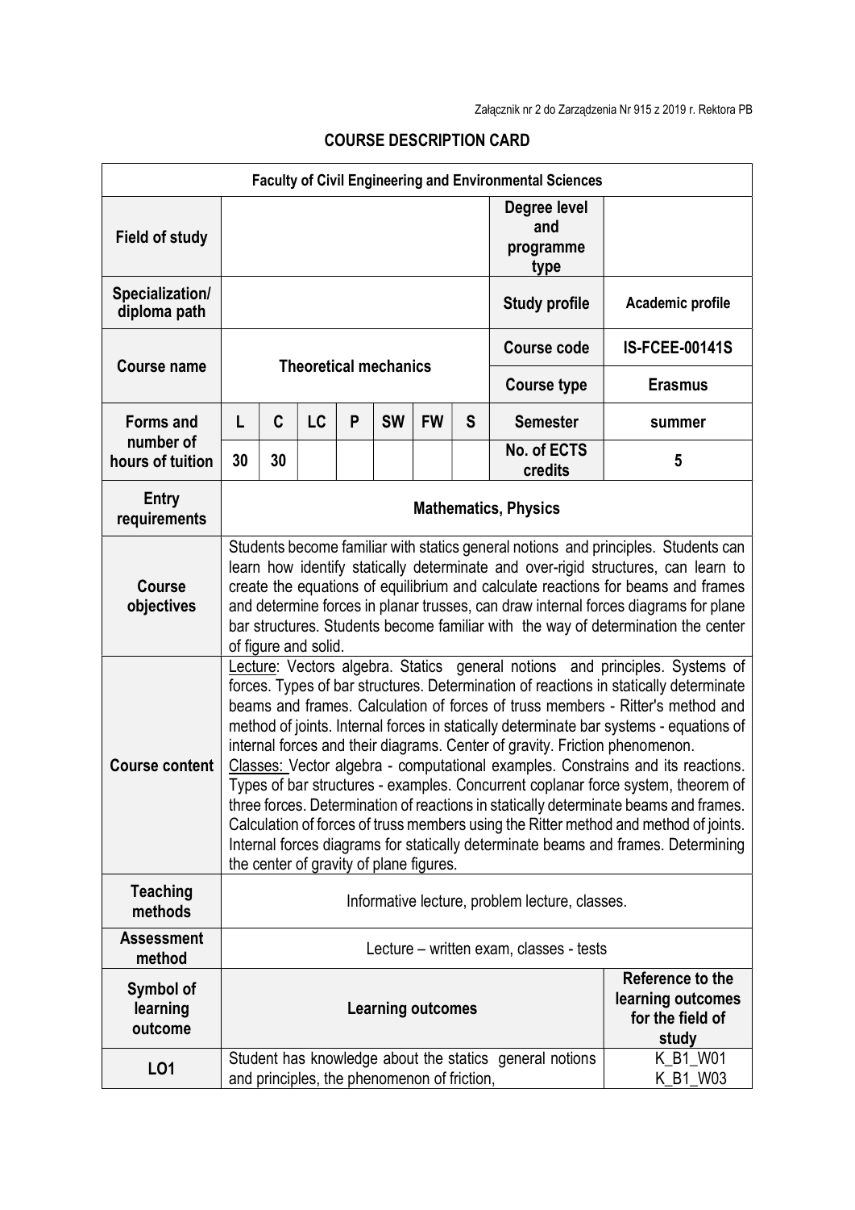Załącznik nr 2 do Zarządzenia Nr 915 z 2019 r. Rektora PB

## COURSE DESCRIPTION CARD

| **Faculty of Civil Engineering and Environmental Sciences** | | | | | | | | | |
|---|---|---|---|---|---|---|---|---|---|
| **Field of study** | | | | | | | | **Degree level and programme type** | |
| **Specialization/ diploma path** | | | | | | | | **Study profile** | **Academic profile** |
| **Course name** | **Theoretical mechanics** | | | | | | | **Course code** | **IS-FCEE-00141S** |
| | | | | | | | | **Course type** | **Erasmus** |
| **Forms and number of hours of tuition** | **L** | **C** | **LC** | **P** | **SW** | **FW** | **S** | **Semester** | **summer** |
| | **30** | **30** | | | | | | **No. of ECTS credits** | **5** |
| **Entry requirements** | **Mathematics, Physics** | | | | | | | | |
| **Course objectives** | Students become familiar with statics general notions and principles. Students can learn how identify statically determinate and over-rigid structures, can learn to create the equations of equilibrium and calculate reactions for beams and frames and determine forces in planar trusses, can draw internal forces diagrams for plane bar structures. Students become familiar with the way of determination the center of figure and solid. | | | | | | | | |
| **Course content** | Lecture: Vectors algebra. Statics general notions and principles. Systems of forces. Types of bar structures. Determination of reactions in statically determinate beams and frames. Calculation of forces of truss members - Ritter's method and method of joints. Internal forces in statically determinate bar systems - equations of internal forces and their diagrams. Center of gravity. Friction phenomenon. Classes: Vector algebra - computational examples. Constrains and its reactions. Types of bar structures - examples. Concurrent coplanar force system, theorem of three forces. Determination of reactions in statically determinate beams and frames. Calculation of forces of truss members using the Ritter method and method of joints. Internal forces diagrams for statically determinate beams and frames. Determining the center of gravity of plane figures. | | | | | | | | |
| **Teaching methods** | Informative lecture, problem lecture, classes. | | | | | | | | |
| **Assessment method** | Lecture – written exam, classes - tests | | | | | | | | |
| **Symbol of learning outcome** | **Learning outcomes** | | | | | | | | **Reference to the learning outcomes for the field of study** |
| **LO1** | Student has knowledge about the statics general notions and principles, the phenomenon of friction, | | | | | | | | K_B1_W01 K_B1_W03 |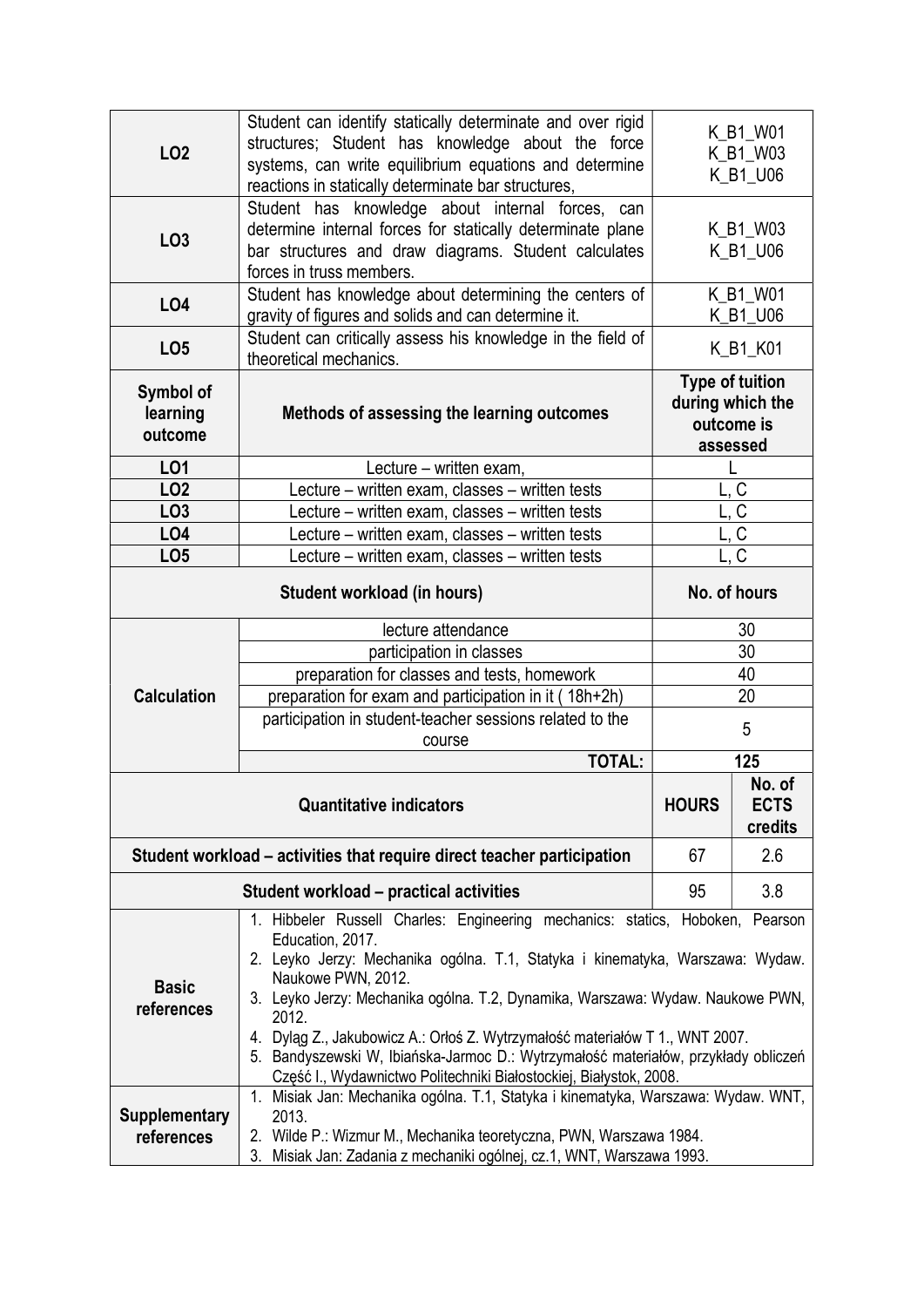| | | | |
|---|---|---|---|
| **LO2** | Student can identify statically determinate and over rigid structures; Student has knowledge about the force systems, can write equilibrium equations and determine reactions in statically determinate bar structures, | K_B1_W01<br>K_B1_W03<br>K_B1_U06 | |
| **LO3** | Student has knowledge about internal forces, can determine internal forces for statically determinate plane bar structures and draw diagrams. Student calculates forces in truss members. | K_B1_W03<br>K_B1_U06 | |
| **LO4** | Student has knowledge about determining the centers of gravity of figures and solids and can determine it. | K_B1_W01<br>K_B1_U06 | |
| **LO5** | Student can critically assess his knowledge in the field of theoretical mechanics. | K_B1_K01 | |
| **Symbol of learning outcome** | **Methods of assessing the learning outcomes** | **Type of tuition during which the outcome is assessed** | |
| **LO1** | Lecture – written exam, | L | |
| **LO2** | Lecture – written exam, classes – written tests | L, C | |
| **LO3** | Lecture – written exam, classes – written tests | L, C | |
| **LO4** | Lecture – written exam, classes – written tests | L, C | |
| **LO5** | Lecture – written exam, classes – written tests | L, C | |
| **Student workload (in hours)** | | **No. of hours** | |
| **Calculation** | lecture attendance | 30 | |
| | participation in classes | 30 | |
| | preparation for classes and tests, homework | 40 | |
| | preparation for exam and participation in it ( 18h+2h) | 20 | |
| | participation in student-teacher sessions related to the course | 5 | |
| | **TOTAL:** | **125** | |
| **Quantitative indicators** | | **HOURS** | **No. of ECTS credits** |
| **Student workload – activities that require direct teacher participation** | | 67 | 2.6 |
| **Student workload – practical activities** | | 95 | 3.8 |
| **Basic references** | 1. Hibbeler Russell Charles: Engineering mechanics: statics, Hoboken, Pearson Education, 2017.<br>2. Leyko Jerzy: Mechanika ogólna. T.1, Statyka i kinematyka, Warszawa: Wydaw. Naukowe PWN, 2012.<br>3. Leyko Jerzy: Mechanika ogólna. T.2, Dynamika, Warszawa: Wydaw. Naukowe PWN, 2012.<br>4. Dyląg Z., Jakubowicz A.: Orłoś Z. Wytrzymałość materiałów T 1., WNT 2007.<br>5. Bandyszewski W, Ibiańska-Jarmoc D.: Wytrzymałość materiałów, przykłady obliczeń Część I., Wydawnictwo Politechniki Białostockiej, Białystok, 2008. | | |
| **Supplementary references** | 1. Misiak Jan: Mechanika ogólna. T.1, Statyka i kinematyka, Warszawa: Wydaw. WNT, 2013.<br>2. Wilde P.: Wizmur M., Mechanika teoretyczna, PWN, Warszawa 1984.<br>3. Misiak Jan: Zadania z mechaniki ogólnej, cz.1, WNT, Warszawa 1993. | | |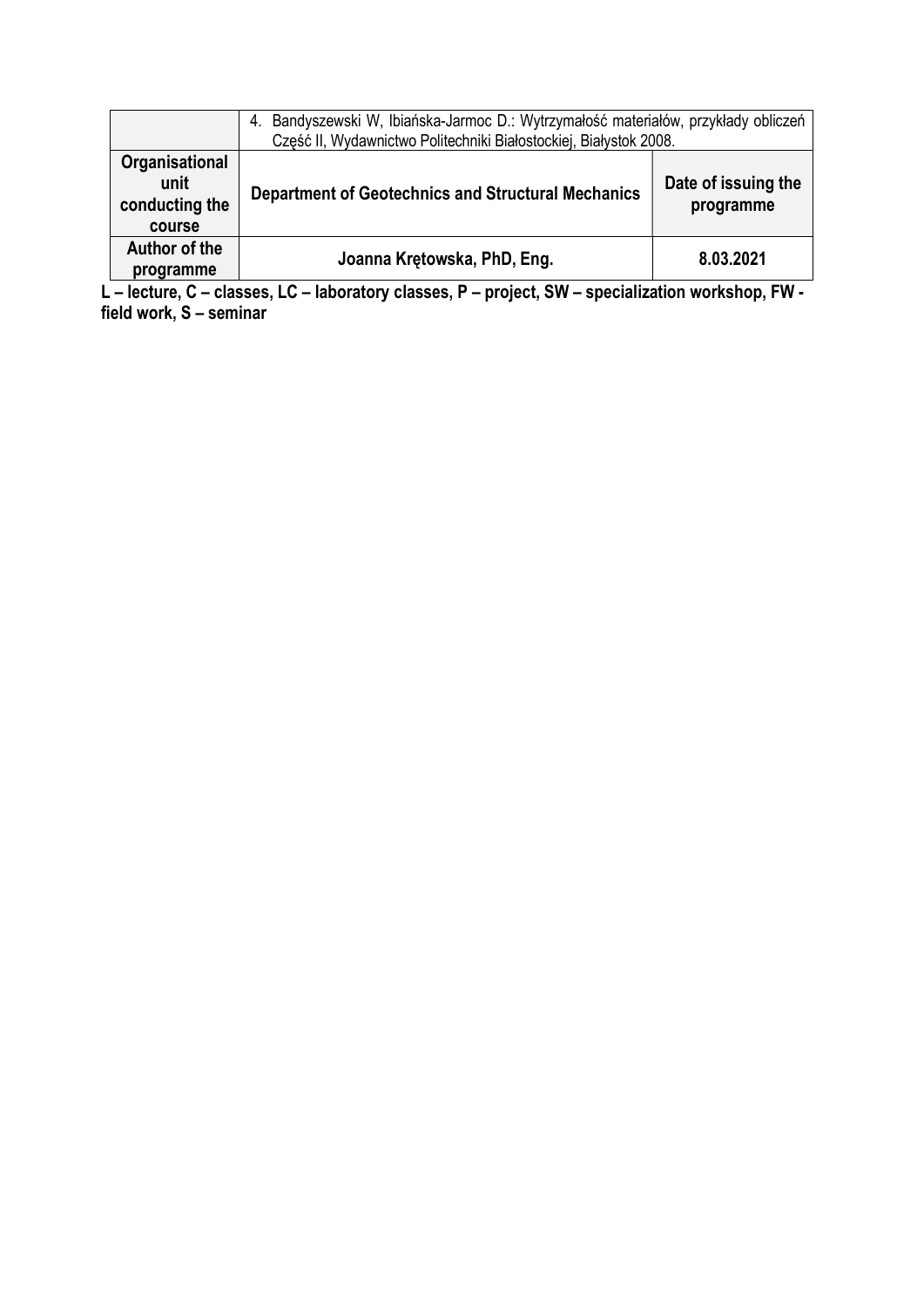| | | |
|---|---|---|
| | 4. Bandyszewski W, Ibiańska-Jarmoc D.: Wytrzymałość materiałów, przykłady obliczeń Część II, Wydawnictwo Politechniki Białostockiej, Białystok 2008. | |
| **Organisational unit conducting the course** | **Department of Geotechnics and Structural Mechanics** | **Date of issuing the programme** |
| **Author of the programme** | **Joanna Krętowska, PhD, Eng.** | **8.03.2021** |

**L – lecture, C – classes, LC – laboratory classes, P – project, SW – specialization workshop, FW - field work, S – seminar**